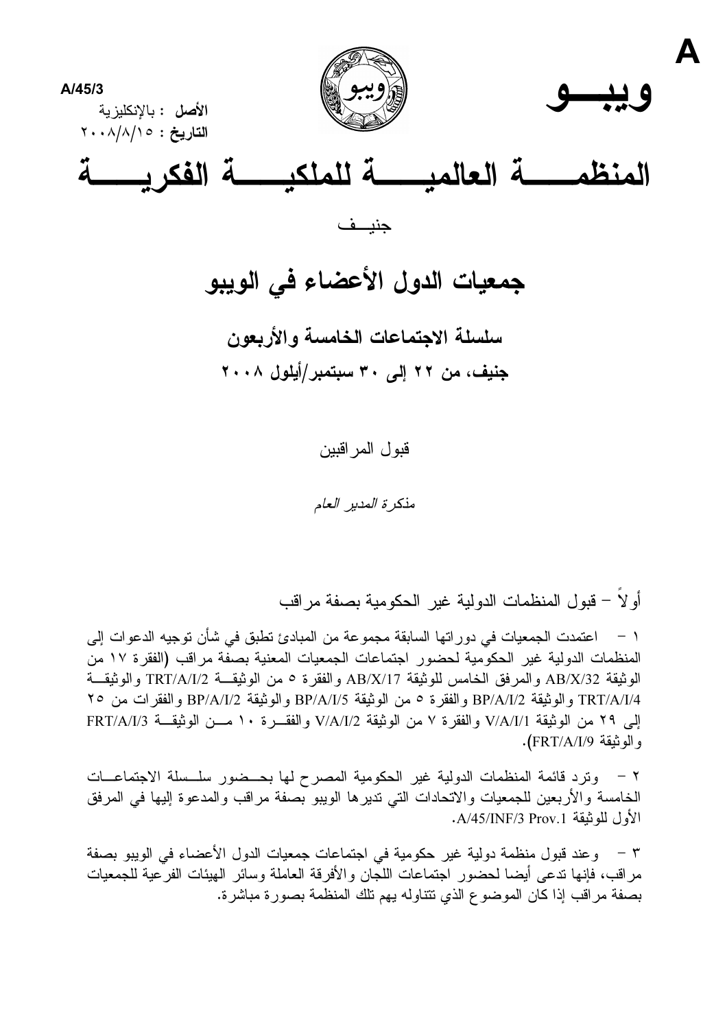A

A/45/3

**الأصل** : بالإنكليزية

**التاريخ** : ٢٠٠٨/٨/١٥

**ويبـــو**

# المنظمـــــة العالميـــــة للملكيـــــة الفكريـــــة

جنيـــف

## جمعيات الدول الأعضاء في الويبو

### سلسلة الاجتماعات الخامسة والأربعون

### جنيف، من ٢٢ إلى ٣٠ سبتمبر/أيلول ٢٠٠٨

قبول المراقبين

*مذكرة المدير العام*

أولاً – قبول المنظمات الدولية غير الحكومية بصفة مراقب

١ – اعتمدت الجمعيات في دوراتها السابقة مجموعة من المبادئ تطبق في شأن توجيه الدعوات إلى المنظمات الدولية غير الحكومية لحضور اجتماعات الجمعيات المعنية بصفة مراقب (الفقرة ١٧ من الوثيقة AB/X/32 والمرفق الخامس للوثيقة AB/X/17 والفقرة ٥ من الوثيقة TRT/A/I/2 والوثيقة TRT/A/I/4 والوثيقة BP/A/I/2 والفقرة ٥ من الوثيقة BP/A/I/5 والوثيقة BP/A/I/2 والفقرات من ٢٥ إلى ٢٩ من الوثيقة V/A/I/1 والفقرة ٧ من الوثيقة V/A/I/2 والفقرة ١٠ من الوثيقة FRT/A/I/3 والوثيقة FRT/A/I/9).

٢ – وترد قائمة المنظمات الدولية غير الحكومية المصرح لها بحضور سلسلة الاجتماعات الخامسة والأربعين للجمعيات والاتحادات التي تديرها الويبو بصفة مراقب والمدعوة إليها في المرفق الأول للوثيقة A/45/INF/3 Prov.1.

٣ – وعند قبول منظمة دولية غير حكومية في اجتماعات جمعيات الدول الأعضاء في الويبو بصفة مراقب، فإنها تدعى أيضا لحضور اجتماعات اللجان والأفرقة العاملة وسائر الهيئات الفرعية للجمعيات بصفة مراقب إذا كان الموضوع الذي تتناوله يهم تلك المنظمة بصورة مباشرة.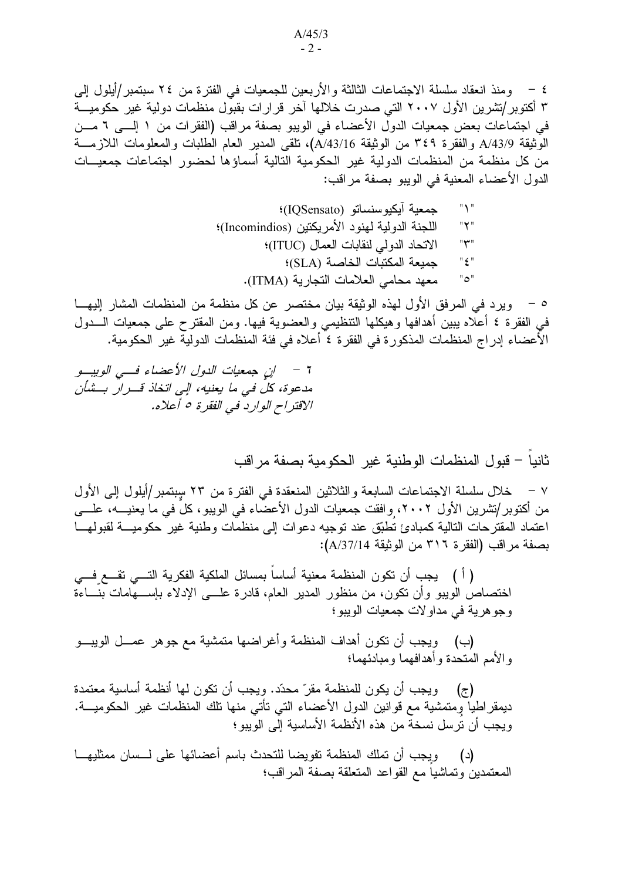٤ – ومنذ انعقاد سلسلة الاجتماعات الثالثة والأربعين للجمعيات في الفترة من ٢٤ سبتمبر/أيلول إلى ٣ أكتوبر/تشرين الأول ٢٠٠٧ التي صدرت خلالها آخر قرارات بقبول منظمات دولية غير حكومية في اجتماعات بعض جمعيات الدول الأعضاء في الويبو بصفة مراقب (الفقرات من ١ إلى ٦ من الوثيقة A/43/9 والفقرة ٣٤٩ من الوثيقة A/43/16)، تلقى المدير العام الطلبات والمعلومات اللازمة من كل منظمة من المنظمات الدولية غير الحكومية التالية أسماؤها لحضور اجتماعات جمعيات الدول الأعضاء المعنية في الويبو بصفة مراقب:

"١" جمعية آيكيوسنساتو (IQSensato)؛
"٢" اللجنة الدولية لهنود الأمريكتين (Incomindios)؛
"٣" الاتحاد الدولي لنقابات العمال (ITUC)؛
"٤" جميعة المكتبات الخاصة (SLA)؛
"٥" معهد محامي العلامات التجارية (ITMA).

٥ – ويرد في المرفق الأول لهذه الوثيقة بيان مختصر عن كل منظمة من المنظمات المشار إليها في الفقرة ٤ أعلاه يبين أهدافها وهيكلها التنظيمي والعضوية فيها. ومن المقترح على جمعيات الدول الأعضاء إدراج المنظمات المذكورة في الفقرة ٤ أعلاه في فئة المنظمات الدولية غير الحكومية.

*٦ – إن جمعيات الدول الأعضاء في الويبو مدعوة، كلٌ في ما يعنيه، إلى اتخاذ قرار بشأن الاقتراح الوارد في الفقرة ٥ أعلاه.*

## ثانياً – قبول المنظمات الوطنية غير الحكومية بصفة مراقب

٧ – خلال سلسلة الاجتماعات السابعة والثلاثين المنعقدة في الفترة من ٢٣ سبتمبر/أيلول إلى الأول من أكتوبر/تشرين الأول ٢٠٠٢، وافقت جمعيات الدول الأعضاء في الويبو، كلٌ في ما يعنيه، على اعتماد المقترحات التالية كمبادئ تُطبّق عند توجيه دعوات إلى منظمات وطنية غير حكومية لقبولها بصفة مراقب (الفقرة ٣١٦ من الوثيقة A/37/14):

(أ) يجب أن تكون المنظمة معنية أساساً بمسائل الملكية الفكرية التي تقع في اختصاص الويبو وأن تكون، من منظور المدير العام، قادرة على الإدلاء بإسهامات بناءة وجوهرية في مداولات جمعيات الويبو؛

(ب) ويجب أن تكون أهداف المنظمة وأغراضها متمشية مع جوهر عمل الويبو والأمم المتحدة وأهدافهما ومبادئهما؛

(ج) ويجب أن يكون للمنظمة مقرّ محدّد. ويجب أن تكون لها أنظمة أساسية معتمدة ديمقراطيا ومتمشية مع قوانين الدول الأعضاء التي تأتي منها تلك المنظمات غير الحكومية. ويجب أن تُرسل نسخة من هذه الأنظمة الأساسية إلى الويبو؛

(د) ويجب أن تملك المنظمة تفويضا للتحدث باسم أعضائها على لسان ممثليها المعتمدين وتماشياً مع القواعد المتعلقة بصفة المراقب؛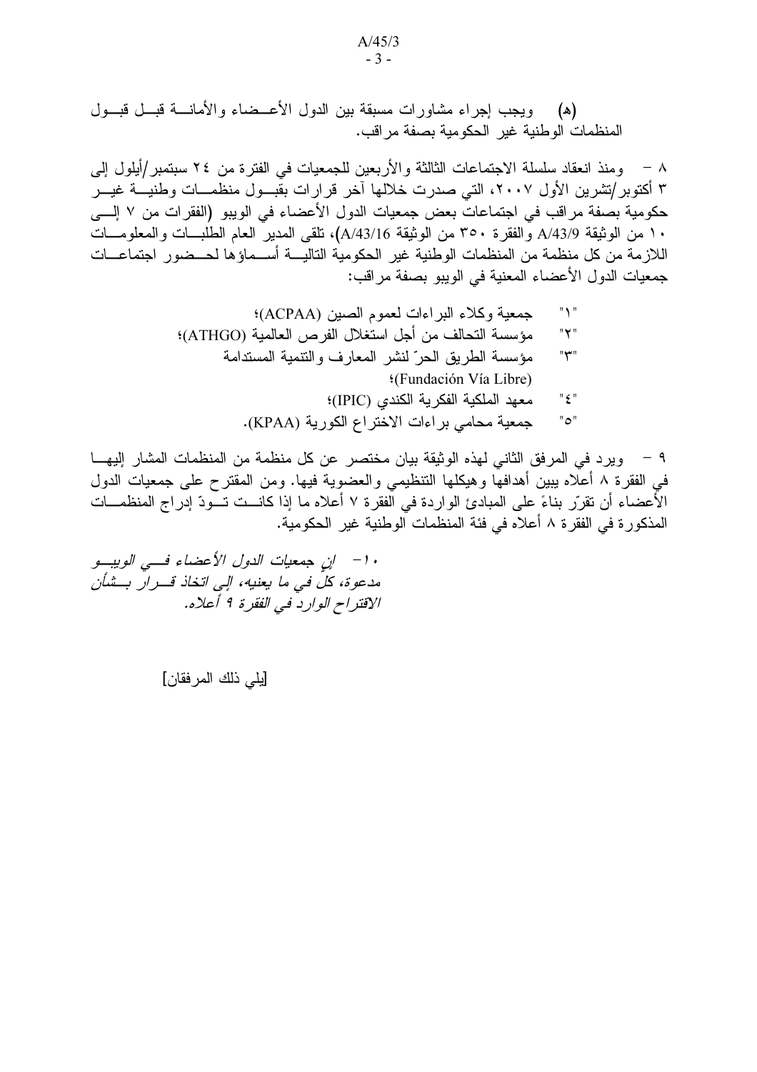(هـ) ويجب إجراء مشاورات مسبقة بين الدول الأعضاء والأمانة قبل قبول المنظمات الوطنية غير الحكومية بصفة مراقب.

٨ – ومنذ انعقاد سلسلة الاجتماعات الثالثة والأربعين للجمعيات في الفترة من ٢٤ سبتمبر/أيلول إلى ٣ أكتوبر/تشرين الأول ٢٠٠٧، التي صدرت خلالها آخر قرارات بقبول منظمات وطنية غير حكومية بصفة مراقب في اجتماعات بعض جمعيات الدول الأعضاء في الويبو (الفقرات من ٧ إلى ١٠ من الوثيقة A/43/9 والفقرة ٣٥٠ من الوثيقة A/43/16)، تلقى المدير العام الطلبات والمعلومات اللازمة من كل منظمة من المنظمات الوطنية غير الحكومية التالية أسماؤها لحضور اجتماعات جمعيات الدول الأعضاء المعنية في الويبو بصفة مراقب:

"١" جمعية وكلاء البراءات لعموم الصين (ACPAA)؛
"٢" مؤسسة التحالف من أجل استغلال الفرص العالمية (ATHGO)؛
"٣" مؤسسة الطريق الحرّ لنشر المعارف والتنمية المستدامة (Fundación Vía Libre)؛
"٤" معهد الملكية الفكرية الكندي (IPIC)؛
"٥" جمعية محامي براءات الاختراع الكورية (KPAA).

٩ – ويرد في المرفق الثاني لهذه الوثيقة بيان مختصر عن كل منظمة من المنظمات المشار إليها في الفقرة ٨ أعلاه يبين أهدافها وهيكلها التنظيمي والعضوية فيها. ومن المقترح على جمعيات الدول الأعضاء أن تقرّر بناءً على المبادئ الواردة في الفقرة ٧ أعلاه ما إذا كانت تودّ إدراج المنظمات المذكورة في الفقرة ٨ أعلاه في فئة المنظمات الوطنية غير الحكومية.

*١٠ – إن جمعيات الدول الأعضاء في الويبو مدعوة، كلٌ في ما يعنيه، إلى اتخاذ قرار بشأن الاقتراح الوارد في الفقرة ٩ أعلاه.*

[يلي ذلك المرفقان]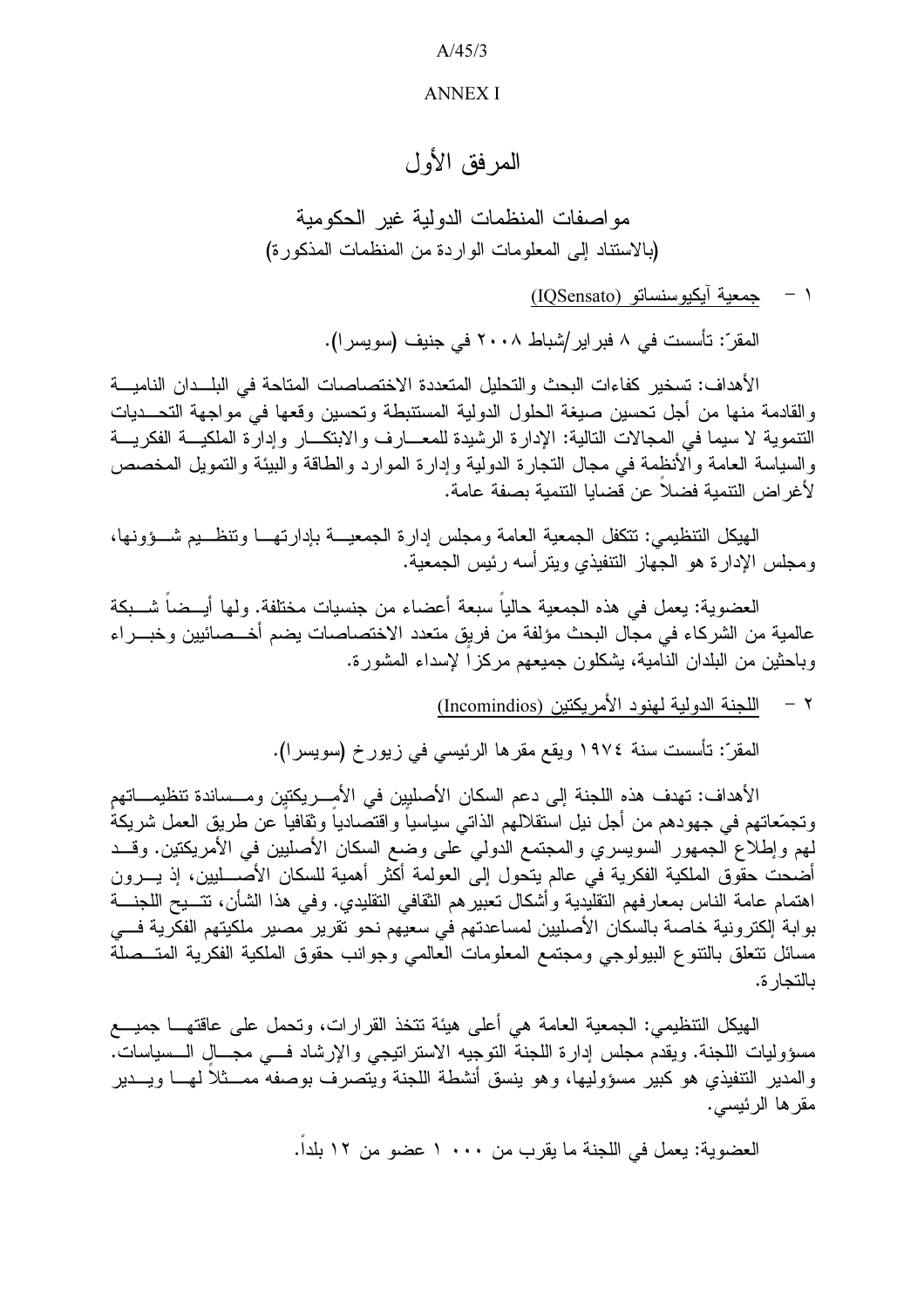ANNEX I

# المرفق الأول

## مواصفات المنظمات الدولية غير الحكومية
(بالاستناد إلى المعلومات الواردة من المنظمات المذكورة)

١ - جمعية آيكيوسنساتو (IQSensato)

المقرّ: تأسست في ٨ فبراير/شباط ٢٠٠٨ في جنيف (سويسرا).

الأهداف: تسخير كفاءات البحث والتحليل المتعددة الاختصاصات المتاحة في البلدان النامية والقادمة منها من أجل تحسين صيغة الحلول الدولية المستنبطة وتحسين وقعها في مواجهة التحديات التنموية لا سيما في المجالات التالية: الإدارة الرشيدة للمعارف والابتكار وإدارة الملكية الفكرية والسياسة العامة والأنظمة في مجال التجارة الدولية وإدارة الموارد والطاقة والبيئة والتمويل المخصص لأغراض التنمية فضلاً عن قضايا التنمية بصفة عامة.

الهيكل التنظيمي: تتكفل الجمعية العامة ومجلس إدارة الجمعية بإدارتها وتنظيم شؤونها، ومجلس الإدارة هو الجهاز التنفيذي ويترأسه رئيس الجمعية.

العضوية: يعمل في هذه الجمعية حالياً سبعة أعضاء من جنسيات مختلفة. ولها أيضاً شبكة عالمية من الشركاء في مجال البحث مؤلفة من فريق متعدد الاختصاصات يضم أخصائيين وخبراء وباحثين من البلدان النامية، يشكلون جميعهم مركزاً لإسداء المشورة.

٢ - اللجنة الدولية لهنود الأمريكتين (Incomindios)

المقرّ: تأسست سنة ١٩٧٤ ويقع مقرها الرئيسي في زيورخ (سويسرا).

الأهداف: تهدف هذه اللجنة إلى دعم السكان الأصليين في الأمريكتين ومساندة تنظيماتهم وتجمّعاتهم في جهودهم من أجل نيل استقلالهم الذاتي سياسياً واقتصادياً وثقافياً عن طريق العمل شريكة لهم وإطلاع الجمهور السويسري والمجتمع الدولي على وضع السكان الأصليين في الأمريكتين. وقد أضحت حقوق الملكية الفكرية في عالم يتحول إلى العولمة أكثر أهمية للسكان الأصليين، إذ يرون اهتمام عامة الناس بمعارفهم التقليدية وأشكال تعبيرهم الثقافي التقليدي. وفي هذا الشأن، تتيح اللجنة بوابة إلكترونية خاصة بالسكان الأصليين لمساعدتهم في سعيهم نحو تقرير مصير ملكيتهم الفكرية في مسائل تتعلق بالتنوع البيولوجي ومجتمع المعلومات العالمي وجوانب حقوق الملكية الفكرية المتصلة بالتجارة.

الهيكل التنظيمي: الجمعية العامة هي أعلى هيئة تتخذ القرارات، وتحمل على عاتقها جميع مسؤوليات اللجنة. ويقدم مجلس إدارة اللجنة التوجيه الاستراتيجي والإرشاد في مجال السياسات. والمدير التنفيذي هو كبير مسؤوليها، وهو ينسق أنشطة اللجنة ويتصرف بوصفه ممثلاً لها ويدير مقرها الرئيسي.

العضوية: يعمل في اللجنة ما يقرب من ١ ٠٠٠ عضو من ١٢ بلداً.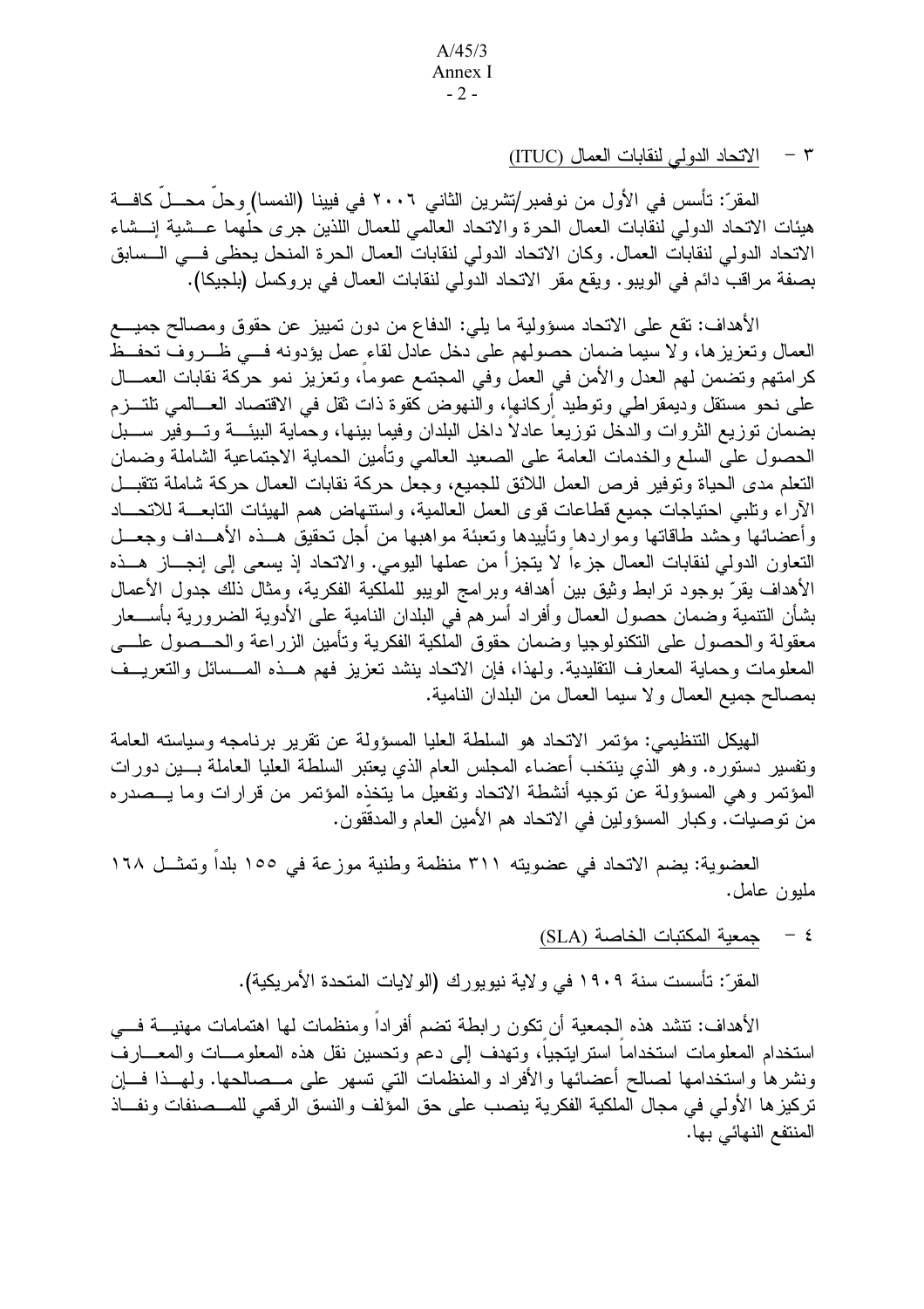### ٣ - الاتحاد الدولي لنقابات العمال (ITUC)

المقرّ: تأسس في الأول من نوفمبر/تشرين الثاني ٢٠٠٦ في فيينا (النمسا) وحلّ محلّ كافة هيئات الاتحاد الدولي لنقابات العمال الحرة والاتحاد العالمي للعمال اللذين جرى حلّهما عشية إنشاء الاتحاد الدولي لنقابات العمال. وكان الاتحاد الدولي لنقابات العمال الحرة المنحل يحظى في السابق بصفة مراقب دائم في الويبو. ويقع مقر الاتحاد الدولي لنقابات العمال في بروكسل (بلجيكا).

الأهداف: تقع على الاتحاد مسؤولية ما يلي: الدفاع من دون تمييز عن حقوق ومصالح جميع العمال وتعزيزها، ولا سيما ضمان حصولهم على دخل عادل لقاء عمل يؤدونه في ظروف تحفظ كرامتهم وتضمن لهم العدل والأمن في العمل وفي المجتمع عموماً، وتعزيز نمو حركة نقابات العمال على نحو مستقل وديمقراطي وتوطيد أركانها، والنهوض كقوة ذات ثقل في الاقتصاد العالمي تلتزم بضمان توزيع الثروات والدخل توزيعاً عادلاً داخل البلدان وفيما بينها، وحماية البيئة وتوفير سبل الحصول على السلع والخدمات العامة على الصعيد العالمي وتأمين الحماية الاجتماعية الشاملة وضمان التعلم مدى الحياة وتوفير فرص العمل اللائق للجميع، وجعل حركة نقابات العمال حركة شاملة تتقبل الآراء وتلبي احتياجات جميع قطاعات قوى العمل العالمية، واستنهاض همم الهيئات التابعة للاتحاد وأعضائها وحشد طاقاتها ومواردها وتأييدها وتعبئة مواهبها من أجل تحقيق هذه الأهداف وجعل التعاون الدولي لنقابات العمال جزءاً لا يتجزأ من عملها اليومي. والاتحاد إذ يسعى إلى إنجاز هذه الأهداف يقرّ بوجود ترابط وثيق بين أهدافه وبرامج الويبو للملكية الفكرية، ومثال ذلك جدول الأعمال بشأن التنمية وضمان حصول العمال وأفراد أسرهم في البلدان النامية على الأدوية الضرورية بأسعار معقولة والحصول على التكنولوجيا وضمان حقوق الملكية الفكرية وتأمين الزراعة والحصول على المعلومات وحماية المعارف التقليدية. ولهذا، فإن الاتحاد ينشد تعزيز فهم هذه المسائل والتعريف بمصالح جميع العمال ولا سيما العمال من البلدان النامية.

الهيكل التنظيمي: مؤتمر الاتحاد هو السلطة العليا المسؤولة عن تقرير برنامجه وسياسته العامة وتفسير دستوره. وهو الذي ينتخب أعضاء المجلس العام الذي يعتبر السلطة العليا العاملة بين دورات المؤتمر وهي المسؤولة عن توجيه أنشطة الاتحاد وتفعيل ما يتخذه المؤتمر من قرارات وما يصدره من توصيات. وكبار المسؤولين في الاتحاد هم الأمين العام والمدققون.

العضوية: يضم الاتحاد في عضويته ٣١١ منظمة وطنية موزعة في ١٥٥ بلداً وتمثل ١٦٨ مليون عامل.

### ٤ - جمعية المكتبات الخاصة (SLA)

المقرّ: تأسست سنة ١٩٠٩ في ولاية نيويورك (الولايات المتحدة الأمريكية).

الأهداف: تنشد هذه الجمعية أن تكون رابطة تضم أفراداً ومنظمات لها اهتمامات مهنية في استخدام المعلومات استخداماً استراتيجياً، وتهدف إلى دعم وتحسين نقل هذه المعلومات والمعارف ونشرها واستخدامها لصالح أعضائها والأفراد والمنظمات التي تسهر على مصالحها. ولهذا فإن تركيزها الأولي في مجال الملكية الفكرية ينصب على حق المؤلف والنسق الرقمي للمصنفات ونفاذ المنتفع النهائي بها.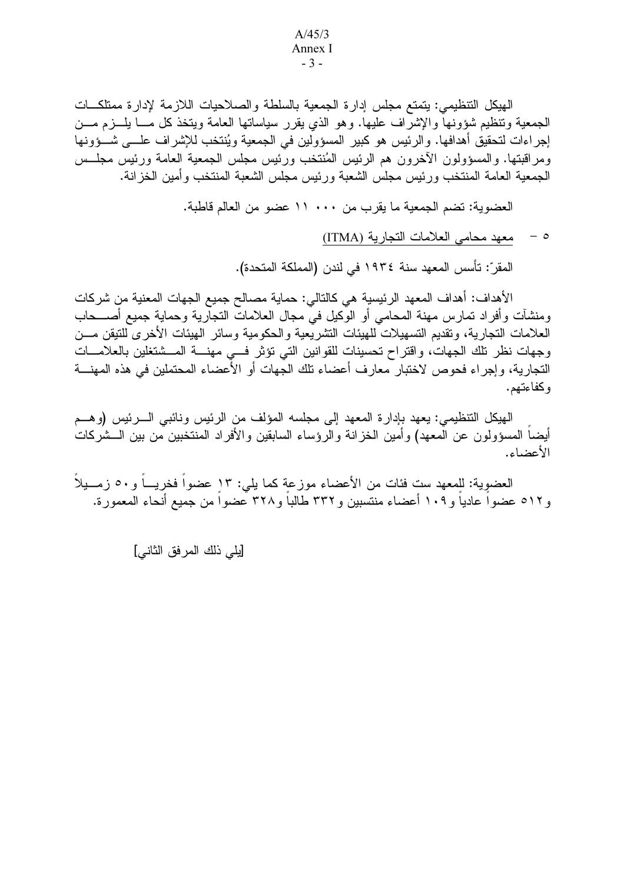الهيكل التنظيمي: يتمتع مجلس إدارة الجمعية بالسلطة والصلاحيات اللازمة لإدارة ممتلكات الجمعية وتنظيم شؤونها والإشراف عليها. وهو الذي يقرر سياساتها العامة ويتخذ كل ما يلزم من إجراءات لتحقيق أهدافها. والرئيس هو كبير المسؤولين في الجمعية ويُنتخب للإشراف على شؤونها ومراقبتها. والمسؤولون الآخرون هم الرئيس المُنتخب ورئيس مجلس الجمعية العامة ورئيس مجلس الجمعية العامة المنتخب ورئيس مجلس الشعبة ورئيس مجلس الشعبة المنتخب وأمين الخزانة.

العضوية: تضم الجمعية ما يقرب من ١١ ٠٠٠ عضو من العالم قاطبة.

٥ - معهد محامي العلامات التجارية (ITMA)

المقرّ: تأسس المعهد سنة ١٩٣٤ في لندن (المملكة المتحدة).

الأهداف: أهداف المعهد الرئيسية هي كالتالي: حماية مصالح جميع الجهات المعنية من شركات ومنشآت وأفراد تمارس مهنة المحامي أو الوكيل في مجال العلامات التجارية وحماية جميع أصحاب العلامات التجارية، وتقديم التسهيلات للهيئات التشريعية والحكومية وسائر الهيئات الأخرى للتيقن من وجهات نظر تلك الجهات، واقتراح تحسينات للقوانين التي تؤثر في مهنة المشتغلين بالعلامات التجارية، وإجراء فحوص لاختبار معارف أعضاء تلك الجهات أو الأعضاء المحتملين في هذه المهنة وكفاءتهم.

الهيكل التنظيمي: يعهد بإدارة المعهد إلى مجلسه المؤلف من الرئيس ونائبي الرئيس (وهم أيضاً المسؤولون عن المعهد) وأمين الخزانة والرؤساء السابقين والأفراد المنتخبين من بين الشركات الأعضاء.

العضوية: للمعهد ست فئات من الأعضاء موزعة كما يلي: ١٣ عضواً فخرياً و٥٠ زميلاً و٥١٢ عضواً عادياً و١٠٩ أعضاء منتسبين و٣٣٢ طالباً و٣٢٨ عضواً من جميع أنحاء المعمورة.

[يلي ذلك المرفق الثاني]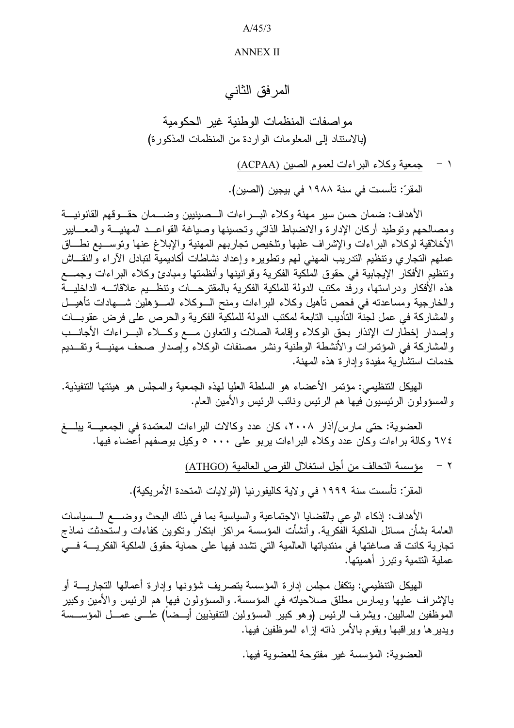ANNEX II

# المرفق الثاني

## مواصفات المنظمات الوطنية غير الحكومية
(بالاستناد إلى المعلومات الواردة من المنظمات المذكورة)

١ - جمعية وكلاء البراءات لعموم الصين (ACPAA)

المقرّ: تأسست في سنة ١٩٨٨ في بيجين (الصين).

الأهداف: ضمان حسن سير مهنة وكلاء البراءات الصينيين وضمان حقوقهم القانونية ومصالحهم وتوطيد أركان الإدارة والانضباط الذاتي وتحسينها وصياغة القواعد المهنية والمعايير الأخلاقية لوكلاء البراءات والإشراف عليها وتلخيص تجاربهم المهنية والإبلاغ عنها وتوسيع نطاق عملهم التجاري وتنظيم التدريب المهني لهم وتطويره وإعداد نشاطات أكاديمية لتبادل الآراء والنقاش وتنظيم الأفكار الإيجابية في حقوق الملكية الفكرية وقوانينها وأنظمتها ومبادئ وكلاء البراءات وجمع هذه الأفكار ودراستها، ورفد مكتب الدولة للملكية الفكرية بالمقترحات وتنظيم علاقاته الداخلية والخارجية ومساعدته في فحص تأهيل وكلاء البراءات ومنح الوكلاء المؤهلين شهادات تأهيل والمشاركة في عمل لجنة التأديب التابعة لمكتب الدولة للملكية الفكرية والحرص على فرض عقوبات وإصدار إخطارات الإنذار بحق الوكلاء وإقامة الصلات والتعاون مع وكلاء البراءات الأجانب والمشاركة في المؤتمرات والأنشطة الوطنية ونشر مصنفات الوكلاء وإصدار صحف مهنية وتقديم خدمات استشارية مفيدة وإدارة هذه المهنة.

الهيكل التنظيمي: مؤتمر الأعضاء هو السلطة العليا لهذه الجمعية والمجلس هو هيئتها التنفيذية. والمسؤولون الرئيسيون فيها هم الرئيس ونائب الرئيس والأمين العام.

العضوية: حتى مارس/آذار ٢٠٠٨، كان عدد وكالات البراءات المعتمدة في الجمعية يبلغ ٦٧٤ وكالة براءات وكان عدد وكلاء البراءات يربو على ٥ ٠٠٠ وكيل بوصفهم أعضاء فيها.

٢ - مؤسسة التحالف من أجل استغلال الفرص العالمية (ATHGO)

المقرّ: تأسست سنة ١٩٩٩ في ولاية كاليفورنيا (الولايات المتحدة الأمريكية).

الأهداف: إذكاء الوعي بالقضايا الاجتماعية والسياسية بما في ذلك البحث ووضع السياسات العامة بشأن مسائل الملكية الفكرية. وأنشأت المؤسسة مراكز ابتكار وتكوين كفاءات واستحدثت نماذج تجارية كانت قد صاغتها في منتدياتها العالمية التي تشدد فيها على حماية حقوق الملكية الفكرية في عملية التنمية وتبرز أهميتها.

الهيكل التنظيمي: يتكفل مجلس إدارة المؤسسة بتصريف شؤونها وإدارة أعمالها التجارية أو بالإشراف عليها ويمارس مطلق صلاحياته في المؤسسة. والمسؤولون فيها هم الرئيس والأمين وكبير الموظفين الماليين. ويشرف الرئيس (وهو كبير المسؤولين التنفيذيين أيضاً) على عمل المؤسسة ويديرها ويراقبها ويقوم بالأمر ذاته إزاء الموظفين فيها.

العضوية: المؤسسة غير مفتوحة للعضوية فيها.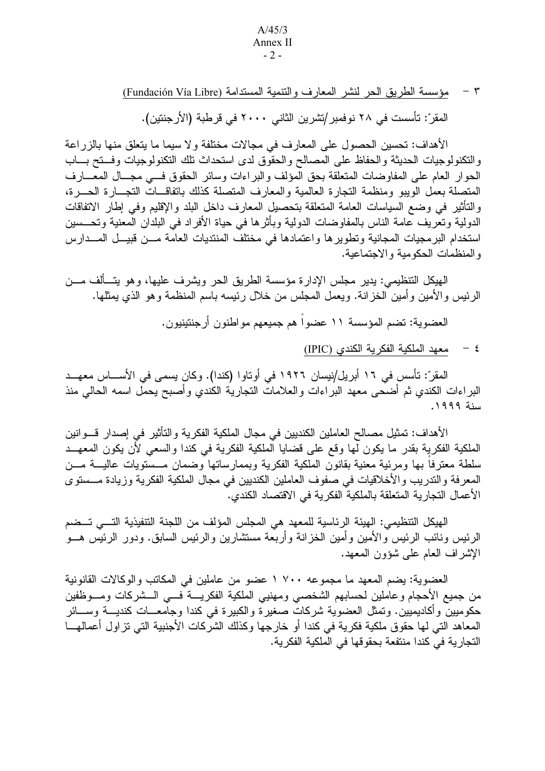٣ - مؤسسة الطريق الحر لنشر المعارف والتنمية المستدامة (Fundación Vía Libre)

المقرّ: تأسست في ٢٨ نوفمبر/تشرين الثاني ٢٠٠٠ في قرطبة (الأرجنتين).

الأهداف: تحسين الحصول على المعارف في مجالات مختلفة ولا سيما ما يتعلق منها بالزراعة والتكنولوجيات الحديثة والحفاظ على المصالح والحقوق لدى استحداث تلك التكنولوجيات وفتح باب الحوار العام على المفاوضات المتعلقة بحق المؤلف والبراءات وسائر الحقوق في مجال المعارف المتصلة بعمل الويبو ومنظمة التجارة العالمية والمعارف المتصلة كذلك باتفاقات التجارة الحرة، والتأثير في وضع السياسات العامة المتعلقة بتحصيل المعارف داخل البلد والإقليم وفي إطار الاتفاقات الدولية وتعريف عامة الناس بالمفاوضات الدولية وبأثرها في حياة الأفراد في البلدان المعنية وتحسين استخدام البرمجيات المجانية وتطويرها واعتمادها في مختلف المنتديات العامة من قبيل المدارس والمنظمات الحكومية والاجتماعية.

الهيكل التنظيمي: يدير مجلس الإدارة مؤسسة الطريق الحر ويشرف عليها، وهو يتألف من الرئيس والأمين وأمين الخزانة. ويعمل المجلس من خلال رئيسه باسم المنظمة وهو الذي يمثلها.

العضوية: تضم المؤسسة ١١ عضواً هم جميعهم مواطنون أرجنتينيون.

٤ - معهد الملكية الفكرية الكندي (IPIC)

المقرّ: تأسس في ١٦ أبريل/نيسان ١٩٢٦ في أوتاوا (كندا). وكان يسمى في الأساس معهد البراءات الكندي ثم أضحى معهد البراءات والعلامات التجارية الكندي وأصبح يحمل اسمه الحالي منذ سنة ١٩٩٩.

الأهداف: تمثيل مصالح العاملين الكنديين في مجال الملكية الفكرية والتأثير في إصدار قوانين الملكية الفكرية بقدر ما يكون لها وقع على قضايا الملكية الفكرية في كندا والسعي لأن يكون المعهد سلطة معترفاً بها ومرئية معنية بقانون الملكية الفكرية وبممارساتها وضمان مستويات عالية من المعرفة والتدريب والأخلاقيات في صفوف العاملين الكنديين في مجال الملكية الفكرية وزيادة مستوى الأعمال التجارية المتعلقة بالملكية الفكرية في الاقتصاد الكندي.

الهيكل التنظيمي: الهيئة الرئاسية للمعهد هي المجلس المؤلف من اللجنة التنفيذية التي تضم الرئيس ونائب الرئيس والأمين وأمين الخزانة وأربعة مستشارين والرئيس السابق. ودور الرئيس هو الإشراف العام على شؤون المعهد.

العضوية: يضم المعهد ما مجموعه ١ ٧٠٠ عضو من عاملين في المكاتب والوكالات القانونية من جميع الأحجام وعاملين لحسابهم الشخصي ومهنيي الملكية الفكرية في الشركات وموظفين حكوميين وأكاديميين. وتمثل العضوية شركات صغيرة والكبيرة في كندا وجامعات كندية وسائر المعاهد التي لها حقوق ملكية فكرية في كندا أو خارجها وكذلك الشركات الأجنبية التي تزاول أعمالها التجارية في كندا منتفعة بحقوقها في الملكية الفكرية.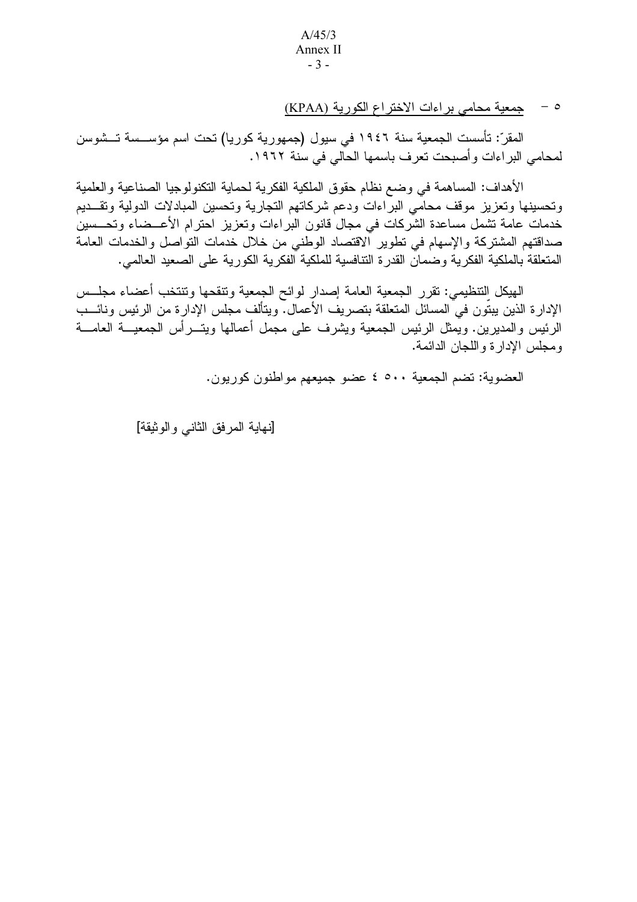## ٥ – جمعية محامي براءات الاختراع الكورية (KPAA)

المقرّ: تأسست الجمعية سنة ١٩٤٦ في سيول (جمهورية كوريا) تحت اسم مؤسسة تشوسن لمحامي البراءات وأصبحت تعرف باسمها الحالي في سنة ١٩٦٢.

الأهداف: المساهمة في وضع نظام حقوق الملكية الفكرية لحماية التكنولوجيا الصناعية والعلمية وتحسينها وتعزيز موقف محامي البراءات ودعم شركاتهم التجارية وتحسين المبادلات الدولية وتقديم خدمات عامة تشمل مساعدة الشركات في مجال قانون البراءات وتعزيز احترام الأعضاء وتحسين صداقتهم المشتركة والإسهام في تطوير الاقتصاد الوطني من خلال خدمات التواصل والخدمات العامة المتعلقة بالملكية الفكرية وضمان القدرة التنافسية للملكية الفكرية الكورية على الصعيد العالمي.

الهيكل التنظيمي: تقرر الجمعية العامة إصدار لوائح الجمعية وتنقحها وتنتخب أعضاء مجلس الإدارة الذين يبتّون في المسائل المتعلقة بتصريف الأعمال. ويتألف مجلس الإدارة من الرئيس ونائب الرئيس والمديرين. ويمثل الرئيس الجمعية ويشرف على مجمل أعمالها ويترأس الجمعية العامة ومجلس الإدارة واللجان الدائمة.

العضوية: تضم الجمعية ٥٠٠ ٤ عضو جميعهم مواطنون كوريون.

[نهاية المرفق الثاني والوثيقة]